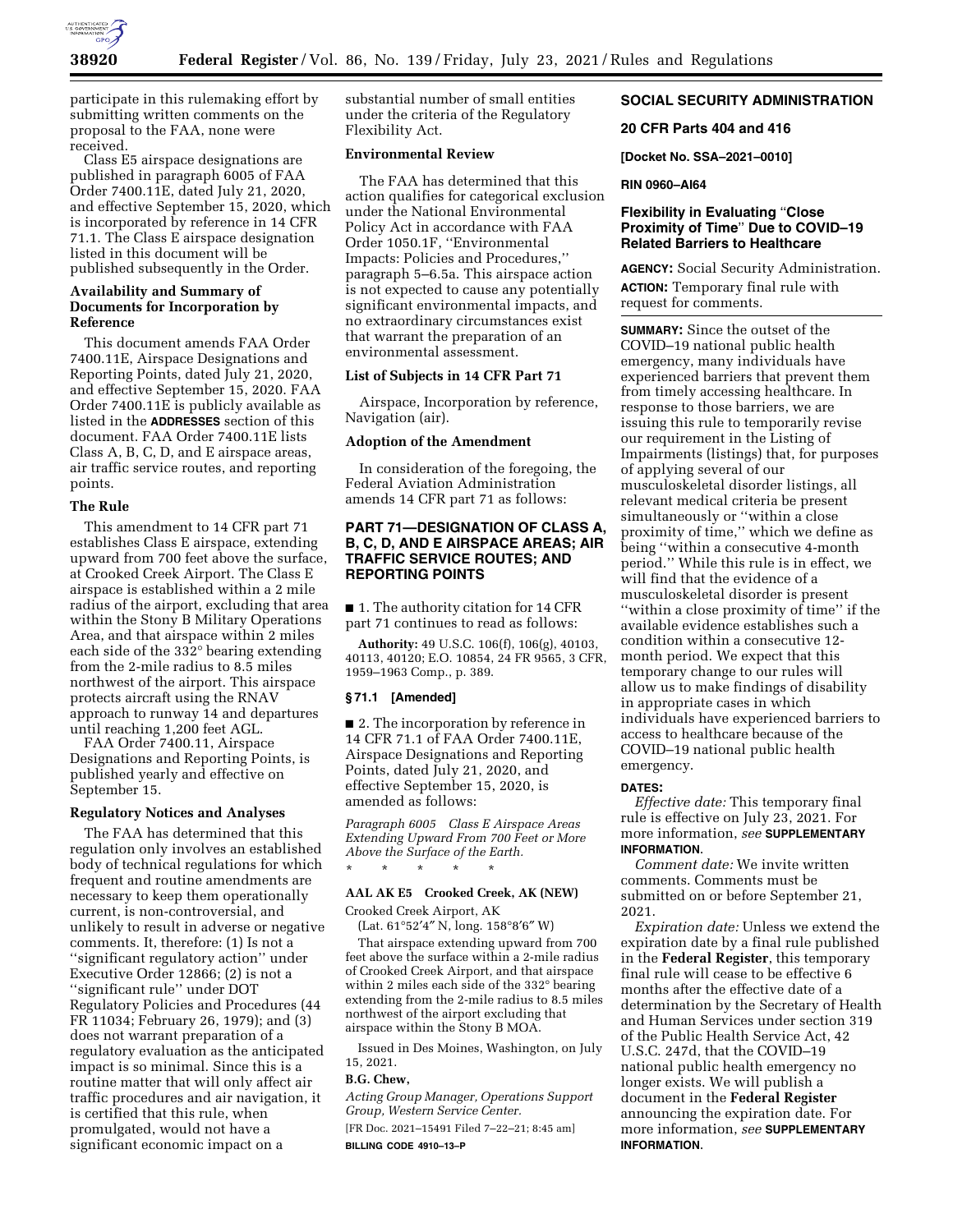participate in this rulemaking effort by submitting written comments on the proposal to the FAA, none were received.

Class E5 airspace designations are published in paragraph 6005 of FAA Order 7400.11E, dated July 21, 2020, and effective September 15, 2020, which is incorporated by reference in 14 CFR 71.1. The Class E airspace designation listed in this document will be published subsequently in the Order.

### Availability and Summary of Documents for Incorporation by Reference

This document amends FAA Order 7400.11E, Airspace Designations and Reporting Points, dated July 21, 2020, and effective September 15, 2020. FAA Order 7400.11E is publicly available as listed in the **ADDRESSES** section of this document. FAA Order 7400.11E lists Class A, B, C, D, and E airspace areas, air traffic service routes, and reporting points.

### The Rule

This amendment to 14 CFR part 71 establishes Class E airspace, extending upward from 700 feet above the surface, at Crooked Creek Airport. The Class E airspace is established within a 2 mile radius of the airport, excluding that area within the Stony B Military Operations Area, and that airspace within 2 miles each side of the 332° bearing extending from the 2-mile radius to 8.5 miles northwest of the airport. This airspace protects aircraft using the RNAV approach to runway 14 and departures until reaching 1,200 feet AGL.

FAA Order 7400.11, Airspace Designations and Reporting Points, is published yearly and effective on September 15.

### Regulatory Notices and Analyses

The FAA has determined that this regulation only involves an established body of technical regulations for which frequent and routine amendments are necessary to keep them operationally current, is non-controversial, and unlikely to result in adverse or negative comments. It, therefore: (1) Is not a ''significant regulatory action'' under Executive Order 12866; (2) is not a ''significant rule'' under DOT Regulatory Policies and Procedures (44 FR 11034; February 26, 1979); and (3) does not warrant preparation of a regulatory evaluation as the anticipated impact is so minimal. Since this is a routine matter that will only affect air traffic procedures and air navigation, it is certified that this rule, when promulgated, would not have a significant economic impact on a substantial number of small entities under the criteria of the Regulatory Flexibility Act.

### Environmental Review

The FAA has determined that this action qualifies for categorical exclusion under the National Environmental Policy Act in accordance with FAA Order 1050.1F, ''Environmental Impacts: Policies and Procedures,'' paragraph 5–6.5a. This airspace action is not expected to cause any potentially significant environmental impacts, and no extraordinary circumstances exist that warrant the preparation of an environmental assessment.

### List of Subjects in 14 CFR Part 71

Airspace, Incorporation by reference, Navigation (air).

### Adoption of the Amendment

In consideration of the foregoing, the Federal Aviation Administration amends 14 CFR part 71 as follows:

## PART 71—DESIGNATION OF CLASS A, B, C, D, AND E AIRSPACE AREAS; AIR TRAFFIC SERVICE ROUTES; AND REPORTING POINTS

■ 1. The authority citation for 14 CFR part 71 continues to read as follows:

**Authority:** 49 U.S.C. 106(f), 106(g), 40103, 40113, 40120; E.O. 10854, 24 FR 9565, 3 CFR, 1959–1963 Comp., p. 389.

### § 71.1 [Amended]

■ 2. The incorporation by reference in 14 CFR 71.1 of FAA Order 7400.11E, Airspace Designations and Reporting Points, dated July 21, 2020, and effective September 15, 2020, is amended as follows:

*Paragraph 6005 Class E Airspace Areas Extending Upward From 700 Feet or More Above the Surface of the Earth.*

\* \* \* \* \*

**AAL AK E5 Crooked Creek, AK (NEW)**

Crooked Creek Airport, AK

(Lat. 61°52′4″ N, long. 158°8′6″ W)

That airspace extending upward from 700 feet above the surface within a 2-mile radius of Crooked Creek Airport, and that airspace within 2 miles each side of the 332° bearing extending from the 2-mile radius to 8.5 miles northwest of the airport excluding that airspace within the Stony B MOA.

Issued in Des Moines, Washington, on July 15, 2021.

**B.G. Chew,**

*Acting Group Manager, Operations Support Group, Western Service Center.*

[FR Doc. 2021–15491 Filed 7–22–21; 8:45 am]

**BILLING CODE 4910–13–P**

## SOCIAL SECURITY ADMINISTRATION

### 20 CFR Parts 404 and 416

**[Docket No. SSA–2021–0010]**

**RIN 0960–AI64**

## Flexibility in Evaluating ''Close Proximity of Time'' Due to COVID–19 Related Barriers to Healthcare

**AGENCY:** Social Security Administration.

**ACTION:** Temporary final rule with request for comments.

**SUMMARY:** Since the outset of the COVID–19 national public health emergency, many individuals have experienced barriers that prevent them from timely accessing healthcare. In response to those barriers, we are issuing this rule to temporarily revise our requirement in the Listing of Impairments (listings) that, for purposes of applying several of our musculoskeletal disorder listings, all relevant medical criteria be present simultaneously or ''within a close proximity of time,'' which we define as being ''within a consecutive 4-month period.'' While this rule is in effect, we will find that the evidence of a musculoskeletal disorder is present ''within a close proximity of time'' if the available evidence establishes such a condition within a consecutive 12-month period. We expect that this temporary change to our rules will allow us to make findings of disability in appropriate cases in which individuals have experienced barriers to access to healthcare because of the COVID–19 national public health emergency.

**DATES:**

*Effective date:* This temporary final rule is effective on July 23, 2021. For more information, *see* **SUPPLEMENTARY INFORMATION**.

*Comment date:* We invite written comments. Comments must be submitted on or before September 21, 2021.

*Expiration date:* Unless we extend the expiration date by a final rule published in the **Federal Register**, this temporary final rule will cease to be effective 6 months after the effective date of a determination by the Secretary of Health and Human Services under section 319 of the Public Health Service Act, 42 U.S.C. 247d, that the COVID–19 national public health emergency no longer exists. We will publish a document in the **Federal Register** announcing the expiration date. For more information, *see* **SUPPLEMENTARY INFORMATION**.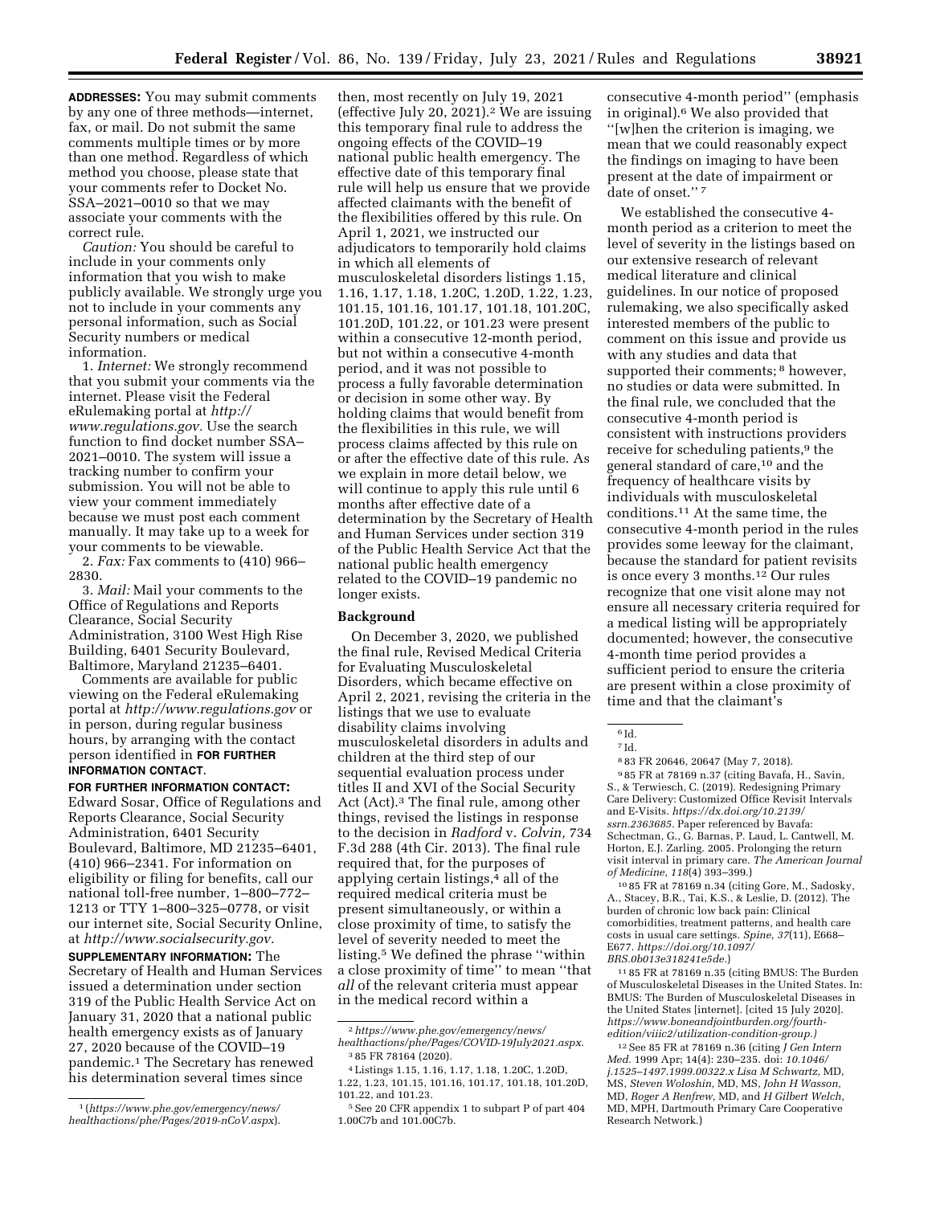**ADDRESSES:** You may submit comments by any one of three methods—internet, fax, or mail. Do not submit the same comments multiple times or by more than one method. Regardless of which method you choose, please state that your comments refer to Docket No. SSA–2021–0010 so that we may associate your comments with the correct rule.

*Caution:* You should be careful to include in your comments only information that you wish to make publicly available. We strongly urge you not to include in your comments any personal information, such as Social Security numbers or medical information.

1. *Internet:* We strongly recommend that you submit your comments via the internet. Please visit the Federal eRulemaking portal at *http://www.regulations.gov.* Use the search function to find docket number SSA–2021–0010. The system will issue a tracking number to confirm your submission. You will not be able to view your comment immediately because we must post each comment manually. It may take up to a week for your comments to be viewable.

2. *Fax:* Fax comments to (410) 966–2830.

3. *Mail:* Mail your comments to the Office of Regulations and Reports Clearance, Social Security Administration, 3100 West High Rise Building, 6401 Security Boulevard, Baltimore, Maryland 21235–6401.

Comments are available for public viewing on the Federal eRulemaking portal at *http://www.regulations.gov* or in person, during regular business hours, by arranging with the contact person identified in **FOR FURTHER INFORMATION CONTACT**.

**FOR FURTHER INFORMATION CONTACT:** Edward Sosar, Office of Regulations and Reports Clearance, Social Security Administration, 6401 Security Boulevard, Baltimore, MD 21235–6401, (410) 966–2341. For information on eligibility or filing for benefits, call our national toll-free number, 1–800–772–1213 or TTY 1–800–325–0778, or visit our internet site, Social Security Online, at *http://www.socialsecurity.gov.*

**SUPPLEMENTARY INFORMATION:** The Secretary of Health and Human Services issued a determination under section 319 of the Public Health Service Act on January 31, 2020 that a national public health emergency exists as of January 27, 2020 because of the COVID–19 pandemic.[1] The Secretary has renewed his determination several times since then, most recently on July 19, 2021 (effective July 20, 2021).[2] We are issuing this temporary final rule to address the ongoing effects of the COVID–19 national public health emergency. The effective date of this temporary final rule will help us ensure that we provide affected claimants with the benefit of the flexibilities offered by this rule. On April 1, 2021, we instructed our adjudicators to temporarily hold claims in which all elements of musculoskeletal disorders listings 1.15, 1.16, 1.17, 1.18, 1.20C, 1.20D, 1.22, 1.23, 101.15, 101.16, 101.17, 101.18, 101.20C, 101.20D, 101.22, or 101.23 were present within a consecutive 12-month period, but not within a consecutive 4-month period, and it was not possible to process a fully favorable determination or decision in some other way. By holding claims that would benefit from the flexibilities in this rule, we will process claims affected by this rule on or after the effective date of this rule. As we explain in more detail below, we will continue to apply this rule until 6 months after effective date of a determination by the Secretary of Health and Human Services under section 319 of the Public Health Service Act that the national public health emergency related to the COVID–19 pandemic no longer exists.

## Background

On December 3, 2020, we published the final rule, Revised Medical Criteria for Evaluating Musculoskeletal Disorders, which became effective on April 2, 2021, revising the criteria in the listings that we use to evaluate disability claims involving musculoskeletal disorders in adults and children at the third step of our sequential evaluation process under titles II and XVI of the Social Security Act (Act).[3] The final rule, among other things, revised the listings in response to the decision in *Radford* v. *Colvin,* 734 F.3d 288 (4th Cir. 2013). The final rule required that, for the purposes of applying certain listings,[4] all of the required medical criteria must be present simultaneously, or within a close proximity of time, to satisfy the level of severity needed to meet the listing.[5] We defined the phrase "within a close proximity of time" to mean "that *all* of the relevant criteria must appear in the medical record within a consecutive 4-month period" (emphasis in original).[6] We also provided that "[w]hen the criterion is imaging, we mean that we could reasonably expect the findings on imaging to have been present at the date of impairment or date of onset."[7]

We established the consecutive 4-month period as a criterion to meet the level of severity in the listings based on our extensive research of relevant medical literature and clinical guidelines. In our notice of proposed rulemaking, we also specifically asked interested members of the public to comment on this issue and provide us with any studies and data that supported their comments;[8] however, no studies or data were submitted. In the final rule, we concluded that the consecutive 4-month period is consistent with instructions providers receive for scheduling patients,[9] the general standard of care,[10] and the frequency of healthcare visits by individuals with musculoskeletal conditions.[11] At the same time, the consecutive 4-month period in the rules provides some leeway for the claimant, because the standard for patient revisits is once every 3 months.[12] Our rules recognize that one visit alone may not ensure all necessary criteria required for a medical listing will be appropriately documented; however, the consecutive 4-month time period provides a sufficient period to ensure the criteria are present within a close proximity of time and that the claimant's

---

[1] (*https://www.phe.gov/emergency/news/healthactions/phe/Pages/2019-nCoV.aspx*).

[2] *https://www.phe.gov/emergency/news/healthactions/phe/Pages/COVID-19July2021.aspx.*

[3] 85 FR 78164 (2020).

[4] Listings 1.15, 1.16, 1.17, 1.18, 1.20C, 1.20D, 1.22, 1.23, 101.15, 101.16, 101.17, 101.18, 101.20D, 101.22, and 101.23.

[5] See 20 CFR appendix 1 to subpart P of part 404 1.00C7b and 101.00C7b.

[6] Id.

[7] Id.

[8] 83 FR 20646, 20647 (May 7, 2018).

[9] 85 FR at 78169 n.37 (citing Bavafa, H., Savin, S., & Terwiesch, C. (2019). Redesigning Primary Care Delivery: Customized Office Revisit Intervals and E-Visits. *https://dx.doi.org/10.2139/ssrn.2363685.* Paper referenced by Bavafa: Schectman, G., G. Barnas, P. Laud, L. Cantwell, M. Horton, E.J. Zarling. 2005. Prolonging the return visit interval in primary care. *The American Journal of Medicine, 118*(4) 393–399.)

[10] 85 FR at 78169 n.34 (citing Gore, M., Sadosky, A., Stacey, B.R., Tai, K.S., & Leslie, D. (2012). The burden of chronic low back pain: Clinical comorbidities, treatment patterns, and health care costs in usual care settings. *Spine, 37*(11), E668–E677. *https://doi.org/10.1097/BRS.0b013e318241e5de.*)

[11] 85 FR at 78169 n.35 (citing BMUS: The Burden of Musculoskeletal Diseases in the United States. In: BMUS: The Burden of Musculoskeletal Diseases in the United States [internet]. [cited 15 July 2020]. *https://www.boneandjointburden.org/fourth-edition/viiic2/utilization-condition-group.)*

[12] See 85 FR at 78169 n.36 (citing *J Gen Intern Med.* 1999 Apr; 14(4): 230–235. doi: *10.1046/j.1525–1497.1999.00322.x Lisa M Schwartz,* MD, MS, *Steven Woloshin,* MD, MS, *John H Wasson,* MD, *Roger A Renfrew,* MD, and *H Gilbert Welch,* MD, MPH, Dartmouth Primary Care Cooperative Research Network.)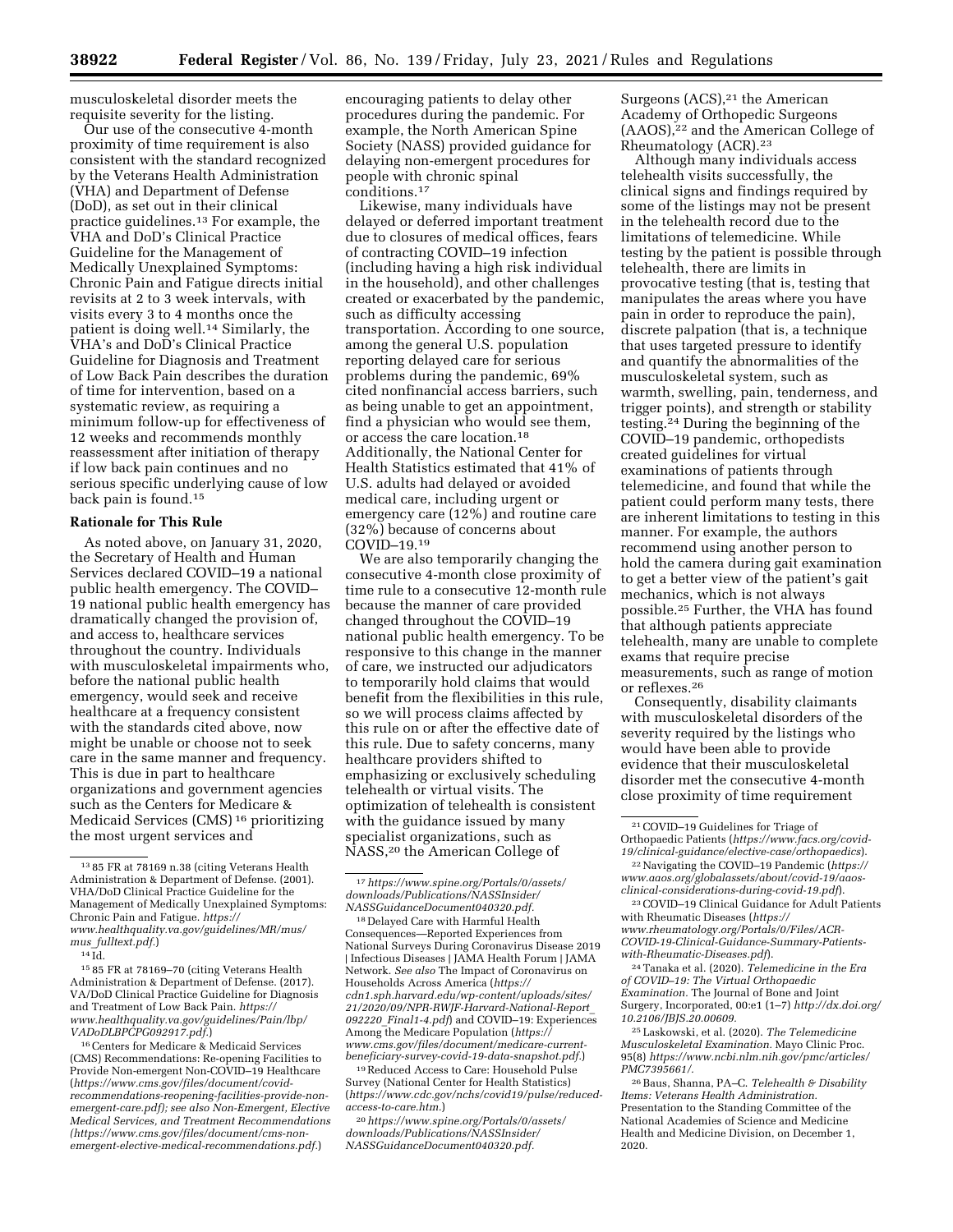musculoskeletal disorder meets the requisite severity for the listing.

Our use of the consecutive 4-month proximity of time requirement is also consistent with the standard recognized by the Veterans Health Administration (VHA) and Department of Defense (DoD), as set out in their clinical practice guidelines.[13] For example, the VHA and DoD's Clinical Practice Guideline for the Management of Medically Unexplained Symptoms: Chronic Pain and Fatigue directs initial revisits at 2 to 3 week intervals, with visits every 3 to 4 months once the patient is doing well.[14] Similarly, the VHA's and DoD's Clinical Practice Guideline for Diagnosis and Treatment of Low Back Pain describes the duration of time for intervention, based on a systematic review, as requiring a minimum follow-up for effectiveness of 12 weeks and recommends monthly reassessment after initiation of therapy if low back pain continues and no serious specific underlying cause of low back pain is found.[15]

### Rationale for This Rule

As noted above, on January 31, 2020, the Secretary of Health and Human Services declared COVID–19 a national public health emergency. The COVID–19 national public health emergency has dramatically changed the provision of, and access to, healthcare services throughout the country. Individuals with musculoskeletal impairments who, before the national public health emergency, would seek and receive healthcare at a frequency consistent with the standards cited above, now might be unable or choose not to seek care in the same manner and frequency. This is due in part to healthcare organizations and government agencies such as the Centers for Medicare & Medicaid Services (CMS)[16] prioritizing the most urgent services and encouraging patients to delay other procedures during the pandemic. For example, the North American Spine Society (NASS) provided guidance for delaying non-emergent procedures for people with chronic spinal conditions.[17]

Likewise, many individuals have delayed or deferred important treatment due to closures of medical offices, fears of contracting COVID–19 infection (including having a high risk individual in the household), and other challenges created or exacerbated by the pandemic, such as difficulty accessing transportation. According to one source, among the general U.S. population reporting delayed care for serious problems during the pandemic, 69% cited nonfinancial access barriers, such as being unable to get an appointment, find a physician who would see them, or access the care location.[18] Additionally, the National Center for Health Statistics estimated that 41% of U.S. adults had delayed or avoided medical care, including urgent or emergency care (12%) and routine care (32%) because of concerns about COVID–19.[19]

We are also temporarily changing the consecutive 4-month close proximity of time rule to a consecutive 12-month rule because the manner of care provided changed throughout the COVID–19 national public health emergency. To be responsive to this change in the manner of care, we instructed our adjudicators to temporarily hold claims that would benefit from the flexibilities in this rule, so we will process claims affected by this rule on or after the effective date of this rule. Due to safety concerns, many healthcare providers shifted to emphasizing or exclusively scheduling telehealth or virtual visits. The optimization of telehealth is consistent with the guidance issued by many specialist organizations, such as NASS,[20] the American College of Surgeons (ACS),[21] the American Academy of Orthopedic Surgeons (AAOS),[22] and the American College of Rheumatology (ACR).[23]

Although many individuals access telehealth visits successfully, the clinical signs and findings required by some of the listings may not be present in the telehealth record due to the limitations of telemedicine. While testing by the patient is possible through telehealth, there are limits in provocative testing (that is, testing that manipulates the areas where you have pain in order to reproduce the pain), discrete palpation (that is, a technique that uses targeted pressure to identify and quantify the abnormalities of the musculoskeletal system, such as warmth, swelling, pain, tenderness, and trigger points), and strength or stability testing.[24] During the beginning of the COVID–19 pandemic, orthopedists created guidelines for virtual examinations of patients through telemedicine, and found that while the patient could perform many tests, there are inherent limitations to testing in this manner. For example, the authors recommend using another person to hold the camera during gait examination to get a better view of the patient's gait mechanics, which is not always possible.[25] Further, the VHA has found that although patients appreciate telehealth, many are unable to complete exams that require precise measurements, such as range of motion or reflexes.[26]

Consequently, disability claimants with musculoskeletal disorders of the severity required by the listings who would have been able to provide evidence that their musculoskeletal disorder met the consecutive 4-month close proximity of time requirement

---

[13] 85 FR at 78169 n.38 (citing Veterans Health Administration & Department of Defense. (2001). VHA/DoD Clinical Practice Guideline for the Management of Medically Unexplained Symptoms: Chronic Pain and Fatigue. *https://www.healthquality.va.gov/guidelines/MR/mus/mus_fulltext.pdf*.)

[14] Id.

[15] 85 FR at 78169–70 (citing Veterans Health Administration & Department of Defense. (2017). VA/DoD Clinical Practice Guideline for Diagnosis and Treatment of Low Back Pain. *https://www.healthquality.va.gov/guidelines/Pain/lbp/VADoDLBPCPG092917.pdf*.)

[16] Centers for Medicare & Medicaid Services (CMS) Recommendations: Re-opening Facilities to Provide Non-emergent Non-COVID–19 Healthcare (*https://www.cms.gov/files/document/covid-recommendations-reopening-facilities-provide-non-emergent-care.pdf); see also Non-Emergent, Elective Medical Services, and Treatment Recommendations (https://www.cms.gov/files/document/cms-non-emergent-elective-medical-recommendations.pdf*.)

[17] *https://www.spine.org/Portals/0/assets/downloads/Publications/NASSInsider/NASSGuidanceDocument040320.pdf*.

[18] Delayed Care with Harmful Health Consequences—Reported Experiences from National Surveys During Coronavirus Disease 2019 | Infectious Diseases | JAMA Health Forum | JAMA Network. *See also* The Impact of Coronavirus on Households Across America (*https://cdn1.sph.harvard.edu/wp-content/uploads/sites/21/2020/09/NPR-RWJF-Harvard-National-Report_092220_Final1-4.pdf*) and COVID–19: Experiences Among the Medicare Population (*https://www.cms.gov/files/document/medicare-current-beneficiary-survey-covid-19-data-snapshot.pdf*.)

[19] Reduced Access to Care: Household Pulse Survey (National Center for Health Statistics) (*https://www.cdc.gov/nchs/covid19/pulse/reduced-access-to-care.htm*.)

[20] *https://www.spine.org/Portals/0/assets/downloads/Publications/NASSInsider/NASSGuidanceDocument040320.pdf*.

[21] COVID–19 Guidelines for Triage of Orthopaedic Patients (*https://www.facs.org/covid-19/clinical-guidance/elective-case/orthopaedics*).

[22] Navigating the COVID–19 Pandemic (*https://www.aaos.org/globalassets/about/covid-19/aaos-clinical-considerations-during-covid-19.pdf*).

[23] COVID–19 Clinical Guidance for Adult Patients with Rheumatic Diseases (*https://www.rheumatology.org/Portals/0/Files/ACR-COVID-19-Clinical-Guidance-Summary-Patients-with-Rheumatic-Diseases.pdf*).

[24] Tanaka et al. (2020). *Telemedicine in the Era of COVID–19: The Virtual Orthopaedic Examination.* The Journal of Bone and Joint Surgery, Incorporated, 00:e1 (1–7) *http://dx.doi.org/10.2106/JBJS.20.00609*.

[25] Laskowski, et al. (2020). *The Telemedicine Musculoskeletal Examination.* Mayo Clinic Proc. 95(8) *https://www.ncbi.nlm.nih.gov/pmc/articles/PMC7395661/*.

[26] Baus, Shanna, PA–C. *Telehealth & Disability Items: Veterans Health Administration.* Presentation to the Standing Committee of the National Academies of Science and Medicine Health and Medicine Division, on December 1, 2020.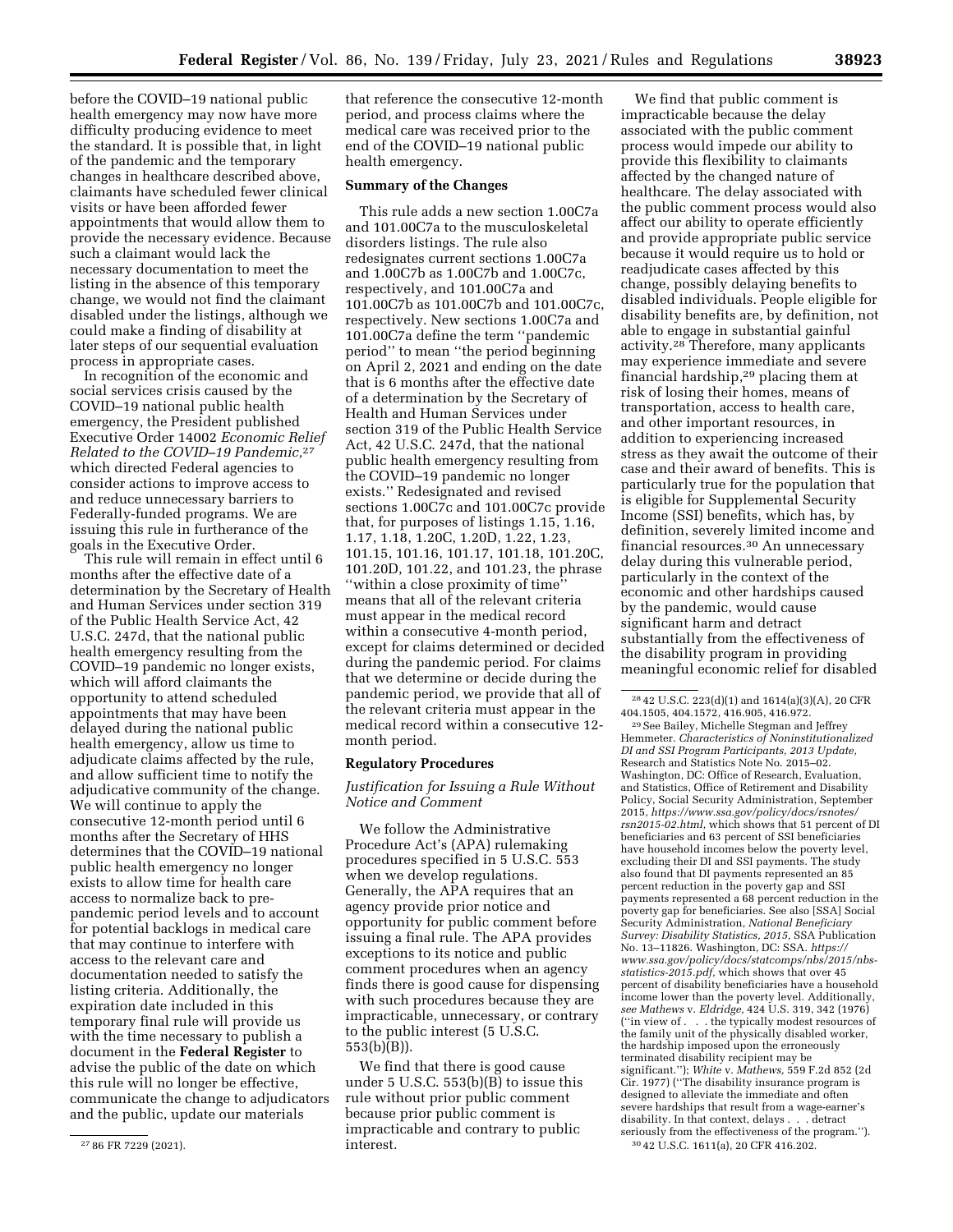before the COVID–19 national public health emergency may now have more difficulty producing evidence to meet the standard. It is possible that, in light of the pandemic and the temporary changes in healthcare described above, claimants have scheduled fewer clinical visits or have been afforded fewer appointments that would allow them to provide the necessary evidence. Because such a claimant would lack the necessary documentation to meet the listing in the absence of this temporary change, we would not find the claimant disabled under the listings, although we could make a finding of disability at later steps of our sequential evaluation process in appropriate cases.

In recognition of the economic and social services crisis caused by the COVID–19 national public health emergency, the President published Executive Order 14002 *Economic Relief Related to the COVID–19 Pandemic*,[27] which directed Federal agencies to consider actions to improve access to and reduce unnecessary barriers to Federally-funded programs. We are issuing this rule in furtherance of the goals in the Executive Order.

This rule will remain in effect until 6 months after the effective date of a determination by the Secretary of Health and Human Services under section 319 of the Public Health Service Act, 42 U.S.C. 247d, that the national public health emergency resulting from the COVID–19 pandemic no longer exists, which will afford claimants the opportunity to attend scheduled appointments that may have been delayed during the national public health emergency, allow us time to adjudicate claims affected by the rule, and allow sufficient time to notify the adjudicative community of the change. We will continue to apply the consecutive 12-month period until 6 months after the Secretary of HHS determines that the COVID–19 national public health emergency no longer exists to allow time for health care access to normalize back to pre-pandemic period levels and to account for potential backlogs in medical care that may continue to interfere with access to the relevant care and documentation needed to satisfy the listing criteria. Additionally, the expiration date included in this temporary final rule will provide us with the time necessary to publish a document in the **Federal Register** to advise the public of the date on which this rule will no longer be effective, communicate the change to adjudicators and the public, update our materials that reference the consecutive 12-month period, and process claims where the medical care was received prior to the end of the COVID–19 national public health emergency.

**Summary of the Changes**

This rule adds a new section 1.00C7a and 101.00C7a to the musculoskeletal disorders listings. The rule also redesignates current sections 1.00C7a and 1.00C7b as 1.00C7b and 1.00C7c, respectively, and 101.00C7a and 101.00C7b as 101.00C7b and 101.00C7c, respectively. New sections 1.00C7a and 101.00C7a define the term "pandemic period" to mean "the period beginning on April 2, 2021 and ending on the date that is 6 months after the effective date of a determination by the Secretary of Health and Human Services under section 319 of the Public Health Service Act, 42 U.S.C. 247d, that the national public health emergency resulting from the COVID–19 pandemic no longer exists." Redesignated and revised sections 1.00C7c and 101.00C7c provide that, for purposes of listings 1.15, 1.16, 1.17, 1.18, 1.20C, 1.20D, 1.22, 1.23, 101.15, 101.16, 101.17, 101.18, 101.20C, 101.20D, 101.22, and 101.23, the phrase "within a close proximity of time" means that all of the relevant criteria must appear in the medical record within a consecutive 4-month period, except for claims determined or decided during the pandemic period. For claims that we determine or decide during the pandemic period, we provide that all of the relevant criteria must appear in the medical record within a consecutive 12-month period.

**Regulatory Procedures**

*Justification for Issuing a Rule Without Notice and Comment*

We follow the Administrative Procedure Act's (APA) rulemaking procedures specified in 5 U.S.C. 553 when we develop regulations. Generally, the APA requires that an agency provide prior notice and opportunity for public comment before issuing a final rule. The APA provides exceptions to its notice and public comment procedures when an agency finds there is good cause for dispensing with such procedures because they are impracticable, unnecessary, or contrary to the public interest (5 U.S.C. 553(b)(B)).

We find that there is good cause under 5 U.S.C. 553(b)(B) to issue this rule without prior public comment because prior public comment is impracticable and contrary to public interest.

We find that public comment is impracticable because the delay associated with the public comment process would impede our ability to provide this flexibility to claimants affected by the changed nature of healthcare. The delay associated with the public comment process would also affect our ability to operate efficiently and provide appropriate public service because it would require us to hold or readjudicate cases affected by this change, possibly delaying benefits to disabled individuals. People eligible for disability benefits are, by definition, not able to engage in substantial gainful activity.[28] Therefore, many applicants may experience immediate and severe financial hardship,[29] placing them at risk of losing their homes, means of transportation, access to health care, and other important resources, in addition to experiencing increased stress as they await the outcome of their case and their award of benefits. This is particularly true for the population that is eligible for Supplemental Security Income (SSI) benefits, which has, by definition, severely limited income and financial resources.[30] An unnecessary delay during this vulnerable period, particularly in the context of the economic and other hardships caused by the pandemic, would cause significant harm and detract substantially from the effectiveness of the disability program in providing meaningful economic relief for disabled

---

[27] 86 FR 7229 (2021).

[28] 42 U.S.C. 223(d)(1) and 1614(a)(3)(A), 20 CFR 404.1505, 404.1572, 416.905, 416.972.

[29] See Bailey, Michelle Stegman and Jeffrey Hemmeter. *Characteristics of Noninstitutionalized DI and SSI Program Participants, 2013 Update,* Research and Statistics Note No. 2015–02. Washington, DC: Office of Research, Evaluation, and Statistics, Office of Retirement and Disability Policy, Social Security Administration, September 2015, *https://www.ssa.gov/policy/docs/rsnotes/rsn2015-02.html,* which shows that 51 percent of DI beneficiaries and 63 percent of SSI beneficiaries have household incomes below the poverty level, excluding their DI and SSI payments. The study also found that DI payments represented an 85 percent reduction in the poverty gap and SSI payments represented a 68 percent reduction in the poverty gap for beneficiaries. See also [SSA] Social Security Administration, *National Beneficiary Survey: Disability Statistics, 2015,* SSA Publication No. 13–11826. Washington, DC: SSA. *https://www.ssa.gov/policy/docs/statcomps/nbs/2015/nbs-statistics-2015.pdf,* which shows that over 45 percent of disability beneficiaries have a household income lower than the poverty level. Additionally, *see Mathews* v. *Eldridge,* 424 U.S. 319, 342 (1976) ("in view of . . . the typically modest resources of the family unit of the physically disabled worker, the hardship imposed upon the erroneously terminated disability recipient may be significant."); *White* v. *Mathews,* 559 F.2d 852 (2d Cir. 1977) ("The disability insurance program is designed to alleviate the immediate and often severe hardships that result from a wage-earner's disability. In that context, delays . . . detract seriously from the effectiveness of the program.").

[30] 42 U.S.C. 1611(a), 20 CFR 416.202.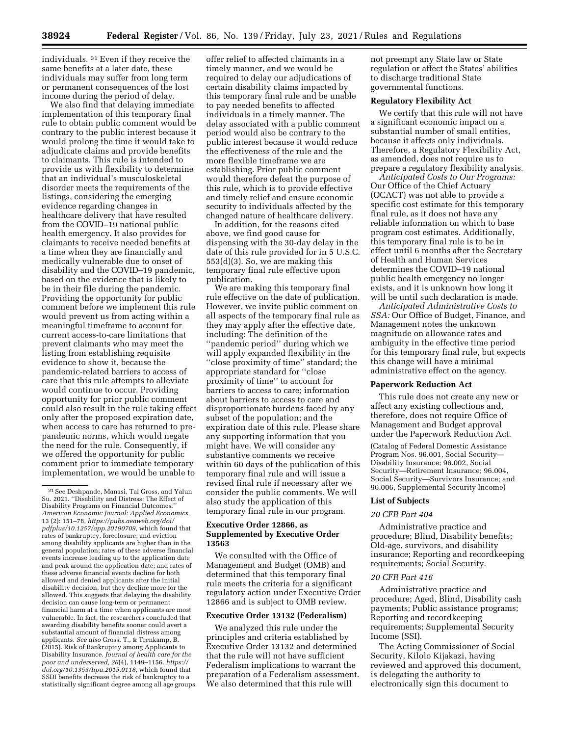individuals. [31] Even if they receive the same benefits at a later date, these individuals may suffer from long term or permanent consequences of the lost income during the period of delay.

We also find that delaying immediate implementation of this temporary final rule to obtain public comment would be contrary to the public interest because it would prolong the time it would take to adjudicate claims and provide benefits to claimants. This rule is intended to provide us with flexibility to determine that an individual's musculoskeletal disorder meets the requirements of the listings, considering the emerging evidence regarding changes in healthcare delivery that have resulted from the COVID–19 national public health emergency. It also provides for claimants to receive needed benefits at a time when they are financially and medically vulnerable due to onset of disability and the COVID–19 pandemic, based on the evidence that is likely to be in their file during the pandemic. Providing the opportunity for public comment before we implement this rule would prevent us from acting within a meaningful timeframe to account for current access-to-care limitations that prevent claimants who may meet the listing from establishing requisite evidence to show it, because the pandemic-related barriers to access of care that this rule attempts to alleviate would continue to occur. Providing opportunity for prior public comment could also result in the rule taking effect only after the proposed expiration date, when access to care has returned to pre-pandemic norms, which would negate the need for the rule. Consequently, if we offered the opportunity for public comment prior to immediate temporary implementation, we would be unable to offer relief to affected claimants in a timely manner, and we would be required to delay our adjudications of certain disability claims impacted by this temporary final rule and be unable to pay needed benefits to affected individuals in a timely manner. The delay associated with a public comment period would also be contrary to the public interest because it would reduce the effectiveness of the rule and the more flexible timeframe we are establishing. Prior public comment would therefore defeat the purpose of this rule, which is to provide effective and timely relief and ensure economic security to individuals affected by the changed nature of healthcare delivery.

In addition, for the reasons cited above, we find good cause for dispensing with the 30-day delay in the date of this rule provided for in 5 U.S.C. 553(d)(3). So, we are making this temporary final rule effective upon publication.

We are making this temporary final rule effective on the date of publication. However, we invite public comment on all aspects of the temporary final rule as they may apply after the effective date, including: The definition of the ''pandemic period'' during which we will apply expanded flexibility in the ''close proximity of time'' standard; the appropriate standard for ''close proximity of time'' to account for barriers to access to care; information about barriers to access to care and disproportionate burdens faced by any subset of the population; and the expiration date of this rule. Please share any supporting information that you might have. We will consider any substantive comments we receive within 60 days of the publication of this temporary final rule and will issue a revised final rule if necessary after we consider the public comments. We will also study the application of this temporary final rule in our program.

### Executive Order 12866, as Supplemented by Executive Order 13563

We consulted with the Office of Management and Budget (OMB) and determined that this temporary final rule meets the criteria for a significant regulatory action under Executive Order 12866 and is subject to OMB review.

### Executive Order 13132 (Federalism)

We analyzed this rule under the principles and criteria established by Executive Order 13132 and determined that the rule will not have sufficient Federalism implications to warrant the preparation of a Federalism assessment. We also determined that this rule will not preempt any State law or State regulation or affect the States' abilities to discharge traditional State governmental functions.

### Regulatory Flexibility Act

We certify that this rule will not have a significant economic impact on a substantial number of small entities, because it affects only individuals. Therefore, a Regulatory Flexibility Act, as amended, does not require us to prepare a regulatory flexibility analysis.

*Anticipated Costs to Our Programs:* Our Office of the Chief Actuary (OCACT) was not able to provide a specific cost estimate for this temporary final rule, as it does not have any reliable information on which to base program cost estimates. Additionally, this temporary final rule is to be in effect until 6 months after the Secretary of Health and Human Services determines the COVID–19 national public health emergency no longer exists, and it is unknown how long it will be until such declaration is made.

*Anticipated Administrative Costs to SSA:* Our Office of Budget, Finance, and Management notes the unknown magnitude on allowance rates and ambiguity in the effective time period for this temporary final rule, but expects this change will have a minimal administrative effect on the agency.

### Paperwork Reduction Act

This rule does not create any new or affect any existing collections and, therefore, does not require Office of Management and Budget approval under the Paperwork Reduction Act.

(Catalog of Federal Domestic Assistance Program Nos. 96.001, Social Security—Disability Insurance; 96.002, Social Security—Retirement Insurance; 96.004, Social Security—Survivors Insurance; and 96.006, Supplemental Security Income)

### List of Subjects

#### *20 CFR Part 404*

Administrative practice and procedure; Blind, Disability benefits; Old-age, survivors, and disability insurance; Reporting and recordkeeping requirements; Social Security.

#### *20 CFR Part 416*

Administrative practice and procedure; Aged, Blind, Disability cash payments; Public assistance programs; Reporting and recordkeeping requirements; Supplemental Security Income (SSI).

The Acting Commissioner of Social Security, Kilolo Kijakazi, having reviewed and approved this document, is delegating the authority to electronically sign this document to

---

[31] See Deshpande, Manasi, Tal Gross, and Yalun Su. 2021. ''Disability and Distress: The Effect of Disability Programs on Financial Outcomes.'' *American Economic Journal: Applied Economics,* 13 (2): 151–78, *https://pubs.aeaweb.org/doi/pdfplus/10.1257/app.20190709,* which found that rates of bankruptcy, foreclosure, and eviction among disability applicants are higher than in the general population; rates of these adverse financial events increase leading up to the application date and peak around the application date; and rates of these adverse financial events decline for both allowed and denied applicants after the initial disability decision, but they decline more for the allowed. This suggests that delaying the disability decision can cause long-term or permanent financial harm at a time when applicants are most vulnerable. In fact, the researchers concluded that awarding disability benefits sooner could avert a substantial amount of financial distress among applicants. *See also* Gross, T., & Trenkamp, B. (2015). Risk of Bankruptcy among Applicants to Disability Insurance. *Journal of health care for the poor and underserved, 26*(4), 1149–1156. *https://doi.org/10.1353/hpu.2015.0118,* which found that SSDI benefits decrease the risk of bankruptcy to a statistically significant degree among all age groups.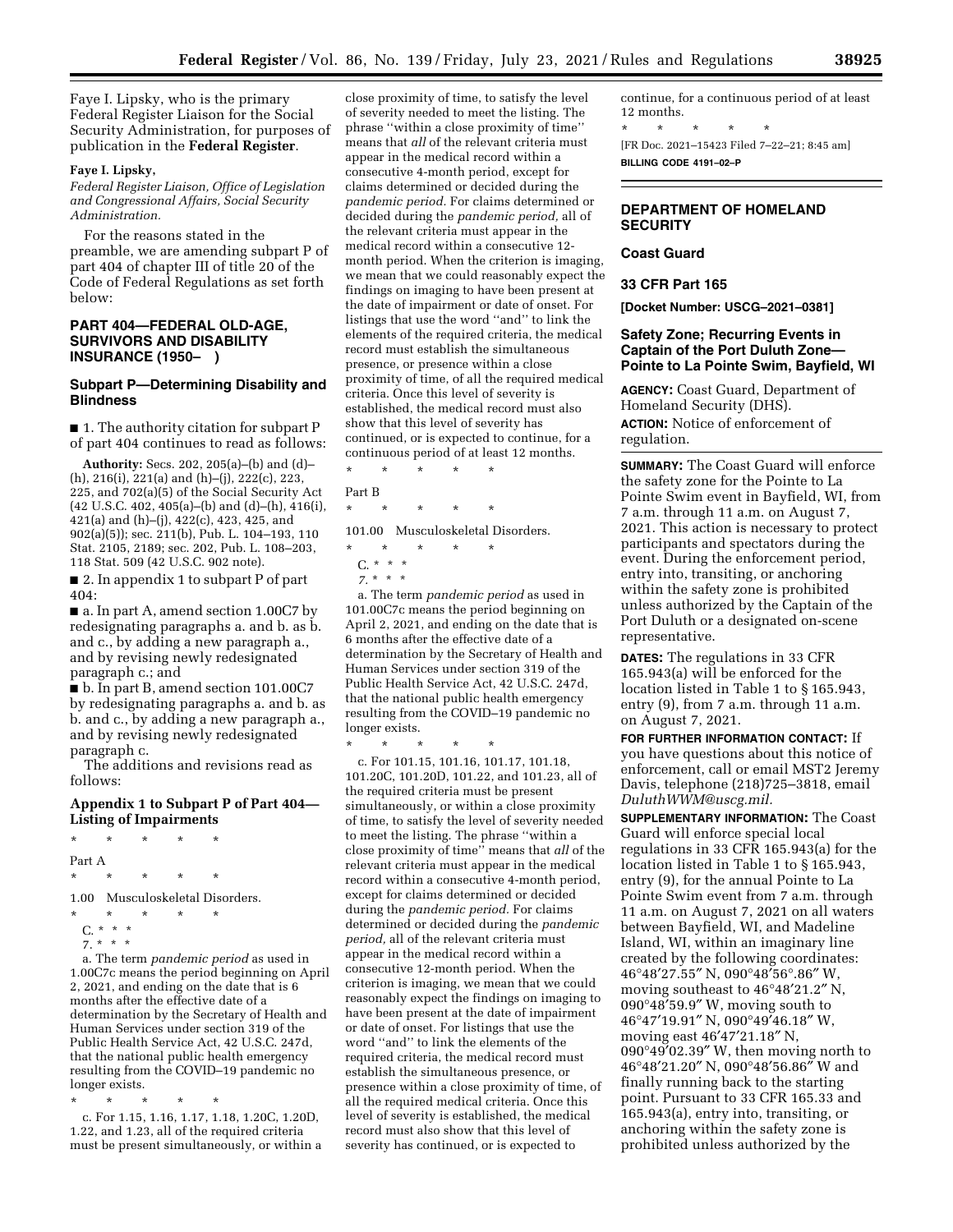Faye I. Lipsky, who is the primary Federal Register Liaison for the Social Security Administration, for purposes of publication in the **Federal Register**.

**Faye I. Lipsky,**

*Federal Register Liaison, Office of Legislation and Congressional Affairs, Social Security Administration.*

For the reasons stated in the preamble, we are amending subpart P of part 404 of chapter III of title 20 of the Code of Federal Regulations as set forth below:

## PART 404—FEDERAL OLD-AGE, SURVIVORS AND DISABILITY INSURANCE (1950– )

### Subpart P—Determining Disability and Blindness

■ 1. The authority citation for subpart P of part 404 continues to read as follows:

**Authority:** Secs. 202, 205(a)–(b) and (d)–(h), 216(i), 221(a) and (h)–(j), 222(c), 223, 225, and 702(a)(5) of the Social Security Act (42 U.S.C. 402, 405(a)–(b) and (d)–(h), 416(i), 421(a) and (h)–(j), 422(c), 423, 425, and 902(a)(5)); sec. 211(b), Pub. L. 104–193, 110 Stat. 2105, 2189; sec. 202, Pub. L. 108–203, 118 Stat. 509 (42 U.S.C. 902 note).

■ 2. In appendix 1 to subpart P of part 404:

■ a. In part A, amend section 1.00C7 by redesignating paragraphs a. and b. as b. and c., by adding a new paragraph a., and by revising newly redesignated paragraph c.; and

■ b. In part B, amend section 101.00C7 by redesignating paragraphs a. and b. as b. and c., by adding a new paragraph a., and by revising newly redesignated paragraph c.

The additions and revisions read as follows:

### Appendix 1 to Subpart P of Part 404—Listing of Impairments

\* \* \* \* \*

Part A

\* \* \* \* \*

1.00 Musculoskeletal Disorders.

\* \* \* \* \*

C. \* \* \*

7. \* \* \*

a. The term *pandemic period* as used in 1.00C7c means the period beginning on April 2, 2021, and ending on the date that is 6 months after the effective date of a determination by the Secretary of Health and Human Services under section 319 of the Public Health Service Act, 42 U.S.C. 247d, that the national public health emergency resulting from the COVID–19 pandemic no longer exists.

\* \* \* \* \*

c. For 1.15, 1.16, 1.17, 1.18, 1.20C, 1.20D, 1.22, and 1.23, all of the required criteria must be present simultaneously, or within a close proximity of time, to satisfy the level of severity needed to meet the listing. The phrase ''within a close proximity of time'' means that *all* of the relevant criteria must appear in the medical record within a consecutive 4-month period, except for claims determined or decided during the *pandemic period.* For claims determined or decided during the *pandemic period,* all of the relevant criteria must appear in the medical record within a consecutive 12-month period. When the criterion is imaging, we mean that we could reasonably expect the findings on imaging to have been present at the date of impairment or date of onset. For listings that use the word ''and'' to link the elements of the required criteria, the medical record must establish the simultaneous presence, or presence within a close proximity of time, of all the required medical criteria. Once this level of severity is established, the medical record must also show that this level of severity has continued, or is expected to continue, for a continuous period of at least 12 months.

\* \* \* \* \*

Part B

\* \* \* \* \*

101.00 Musculoskeletal Disorders.

\* \* \* \* \*

C. \* \* \*

*7.* \* \* \*

a. The term *pandemic period* as used in 101.00C7c means the period beginning on April 2, 2021, and ending on the date that is 6 months after the effective date of a determination by the Secretary of Health and Human Services under section 319 of the Public Health Service Act, 42 U.S.C. 247d, that the national public health emergency resulting from the COVID–19 pandemic no longer exists.

\* \* \* \* \*

c. For 101.15, 101.16, 101.17, 101.18, 101.20C, 101.20D, 101.22, and 101.23, all of the required criteria must be present simultaneously, or within a close proximity of time, to satisfy the level of severity needed to meet the listing. The phrase ''within a close proximity of time'' means that *all* of the relevant criteria must appear in the medical record within a consecutive 4-month period, except for claims determined or decided during the *pandemic period.* For claims determined or decided during the *pandemic period,* all of the relevant criteria must appear in the medical record within a consecutive 12-month period. When the criterion is imaging, we mean that we could reasonably expect the findings on imaging to have been present at the date of impairment or date of onset. For listings that use the word ''and'' to link the elements of the required criteria, the medical record must establish the simultaneous presence, or presence within a close proximity of time, of all the required medical criteria. Once this level of severity is established, the medical record must also show that this level of severity has continued, or is expected to continue, for a continuous period of at least 12 months.

\* \* \* \* \*

[FR Doc. 2021–15423 Filed 7–22–21; 8:45 am]

**BILLING CODE 4191–02–P**

## DEPARTMENT OF HOMELAND SECURITY

### Coast Guard

### 33 CFR Part 165

**[Docket Number: USCG–2021–0381]**

### Safety Zone; Recurring Events in Captain of the Port Duluth Zone—Pointe to La Pointe Swim, Bayfield, WI

**AGENCY:** Coast Guard, Department of Homeland Security (DHS).

**ACTION:** Notice of enforcement of regulation.

**SUMMARY:** The Coast Guard will enforce the safety zone for the Pointe to La Pointe Swim event in Bayfield, WI, from 7 a.m. through 11 a.m. on August 7, 2021. This action is necessary to protect participants and spectators during the event. During the enforcement period, entry into, transiting, or anchoring within the safety zone is prohibited unless authorized by the Captain of the Port Duluth or a designated on-scene representative.

**DATES:** The regulations in 33 CFR 165.943(a) will be enforced for the location listed in Table 1 to § 165.943, entry (9), from 7 a.m. through 11 a.m. on August 7, 2021.

**FOR FURTHER INFORMATION CONTACT:** If you have questions about this notice of enforcement, call or email MST2 Jeremy Davis, telephone (218)725–3818, email *DuluthWWM@uscg.mil.*

**SUPPLEMENTARY INFORMATION:** The Coast Guard will enforce special local regulations in 33 CFR 165.943(a) for the location listed in Table 1 to § 165.943, entry (9), for the annual Pointe to La Pointe Swim event from 7 a.m. through 11 a.m. on August 7, 2021 on all waters between Bayfield, WI, and Madeline Island, WI, within an imaginary line created by the following coordinates: 46°48′27.55″ N, 090°48′56°.86″ W, moving southeast to 46°48′21.2″ N, 090°48′59.9″ W, moving south to 46°47′19.91″ N, 090°49′46.18″ W, moving east 46′47′21.18″ N, 090°49′02.39″ W, then moving north to 46°48′21.20″ N, 090°48′56.86″ W and finally running back to the starting point. Pursuant to 33 CFR 165.33 and 165.943(a), entry into, transiting, or anchoring within the safety zone is prohibited unless authorized by the